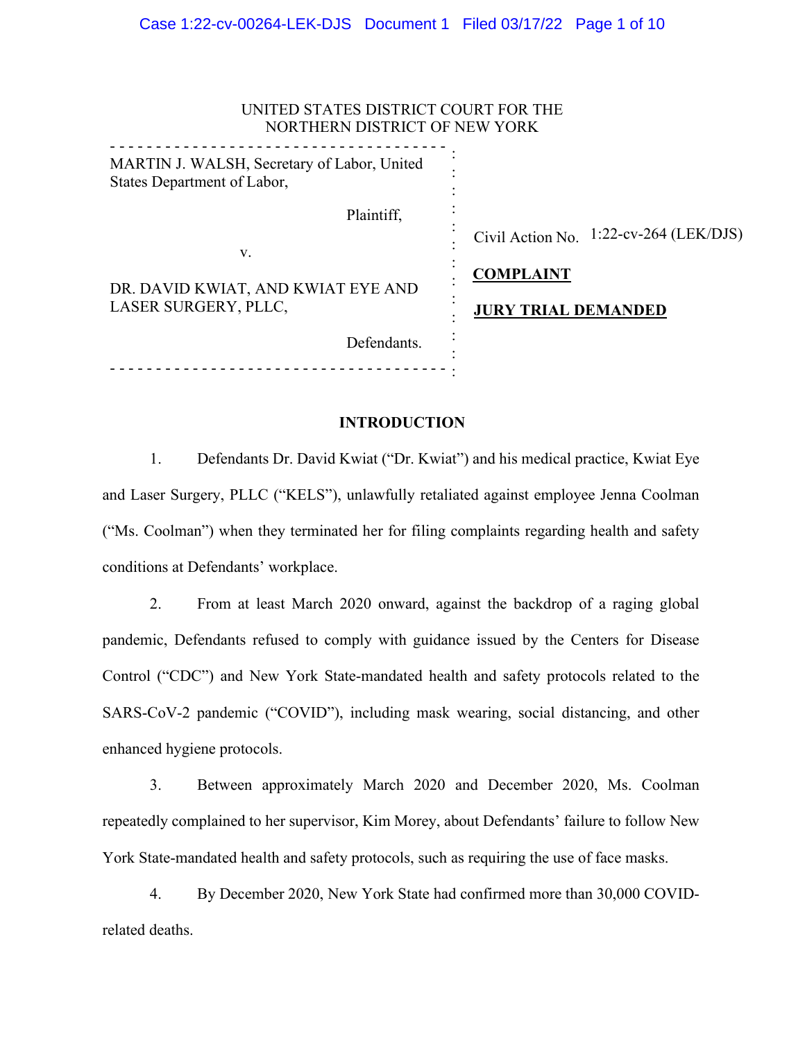UNITED STATES DISTRICT COURT FOR THE
NORTHERN DISTRICT OF NEW YORK

| | |
|---|---|
| MARTIN J. WALSH, Secretary of Labor, United States Department of Labor,<br><br>Plaintiff,<br><br>v.<br><br>DR. DAVID KWIAT, AND KWIAT EYE AND LASER SURGERY, PLLC,<br><br>Defendants. | Civil Action No. 1:22-cv-264 (LEK/DJS)<br><br>**COMPLAINT**<br><br>**JURY TRIAL DEMANDED** |

## INTRODUCTION

1. Defendants Dr. David Kwiat ("Dr. Kwiat") and his medical practice, Kwiat Eye and Laser Surgery, PLLC ("KELS"), unlawfully retaliated against employee Jenna Coolman ("Ms. Coolman") when they terminated her for filing complaints regarding health and safety conditions at Defendants' workplace.

2. From at least March 2020 onward, against the backdrop of a raging global pandemic, Defendants refused to comply with guidance issued by the Centers for Disease Control ("CDC") and New York State-mandated health and safety protocols related to the SARS-CoV-2 pandemic ("COVID"), including mask wearing, social distancing, and other enhanced hygiene protocols.

3. Between approximately March 2020 and December 2020, Ms. Coolman repeatedly complained to her supervisor, Kim Morey, about Defendants' failure to follow New York State-mandated health and safety protocols, such as requiring the use of face masks.

4. By December 2020, New York State had confirmed more than 30,000 COVID-related deaths.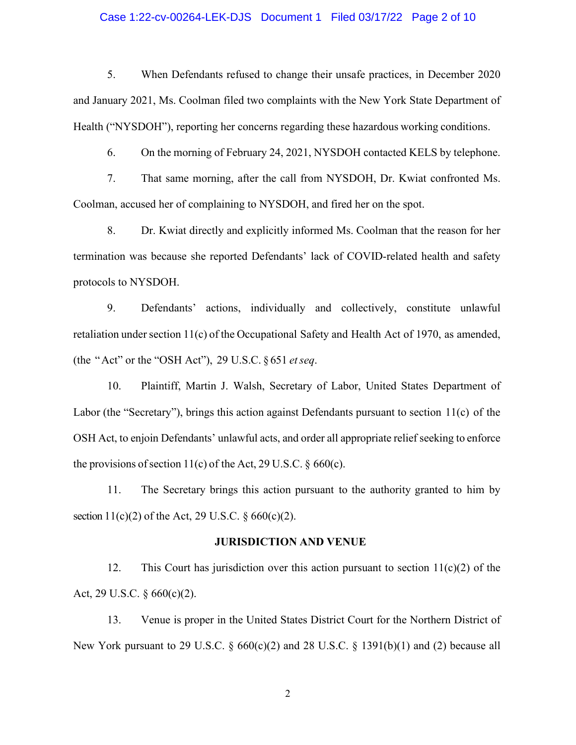5. When Defendants refused to change their unsafe practices, in December 2020 and January 2021, Ms. Coolman filed two complaints with the New York State Department of Health ("NYSDOH"), reporting her concerns regarding these hazardous working conditions.

6. On the morning of February 24, 2021, NYSDOH contacted KELS by telephone.

7. That same morning, after the call from NYSDOH, Dr. Kwiat confronted Ms. Coolman, accused her of complaining to NYSDOH, and fired her on the spot.

8. Dr. Kwiat directly and explicitly informed Ms. Coolman that the reason for her termination was because she reported Defendants' lack of COVID-related health and safety protocols to NYSDOH.

9. Defendants' actions, individually and collectively, constitute unlawful retaliation under section 11(c) of the Occupational Safety and Health Act of 1970, as amended, (the "Act" or the "OSH Act"), 29 U.S.C. § 651 *et seq*.

10. Plaintiff, Martin J. Walsh, Secretary of Labor, United States Department of Labor (the "Secretary"), brings this action against Defendants pursuant to section 11(c) of the OSH Act, to enjoin Defendants' unlawful acts, and order all appropriate relief seeking to enforce the provisions of section 11(c) of the Act, 29 U.S.C. § 660(c).

11. The Secretary brings this action pursuant to the authority granted to him by section 11(c)(2) of the Act, 29 U.S.C. § 660(c)(2).

## JURISDICTION AND VENUE

12. This Court has jurisdiction over this action pursuant to section 11(c)(2) of the Act, 29 U.S.C. § 660(c)(2).

13. Venue is proper in the United States District Court for the Northern District of New York pursuant to 29 U.S.C. § 660(c)(2) and 28 U.S.C. § 1391(b)(1) and (2) because all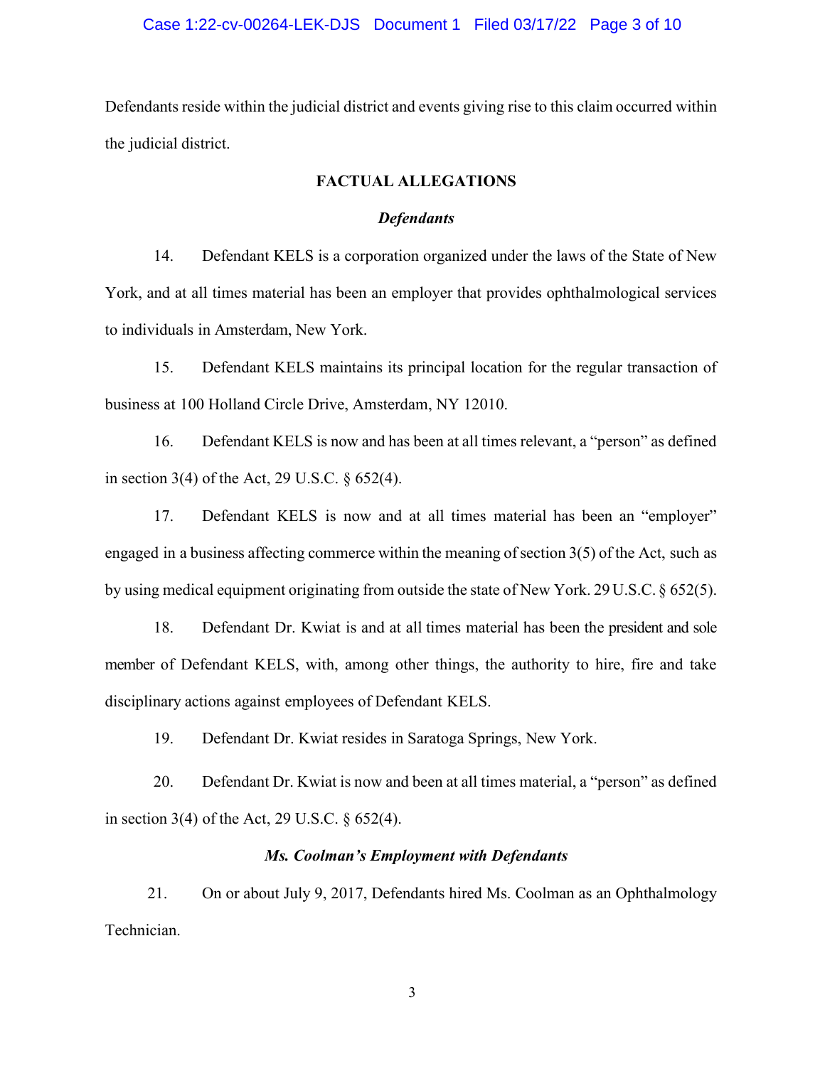Defendants reside within the judicial district and events giving rise to this claim occurred within the judicial district.

## FACTUAL ALLEGATIONS

### *Defendants*

14. Defendant KELS is a corporation organized under the laws of the State of New York, and at all times material has been an employer that provides ophthalmological services to individuals in Amsterdam, New York.

15. Defendant KELS maintains its principal location for the regular transaction of business at 100 Holland Circle Drive, Amsterdam, NY 12010.

16. Defendant KELS is now and has been at all times relevant, a "person" as defined in section 3(4) of the Act, 29 U.S.C. § 652(4).

17. Defendant KELS is now and at all times material has been an "employer" engaged in a business affecting commerce within the meaning of section 3(5) of the Act, such as by using medical equipment originating from outside the state of New York. 29 U.S.C. § 652(5).

18. Defendant Dr. Kwiat is and at all times material has been the president and sole member of Defendant KELS, with, among other things, the authority to hire, fire and take disciplinary actions against employees of Defendant KELS.

19. Defendant Dr. Kwiat resides in Saratoga Springs, New York.

20. Defendant Dr. Kwiat is now and been at all times material, a "person" as defined in section 3(4) of the Act, 29 U.S.C. § 652(4).

### *Ms. Coolman's Employment with Defendants*

21. On or about July 9, 2017, Defendants hired Ms. Coolman as an Ophthalmology Technician.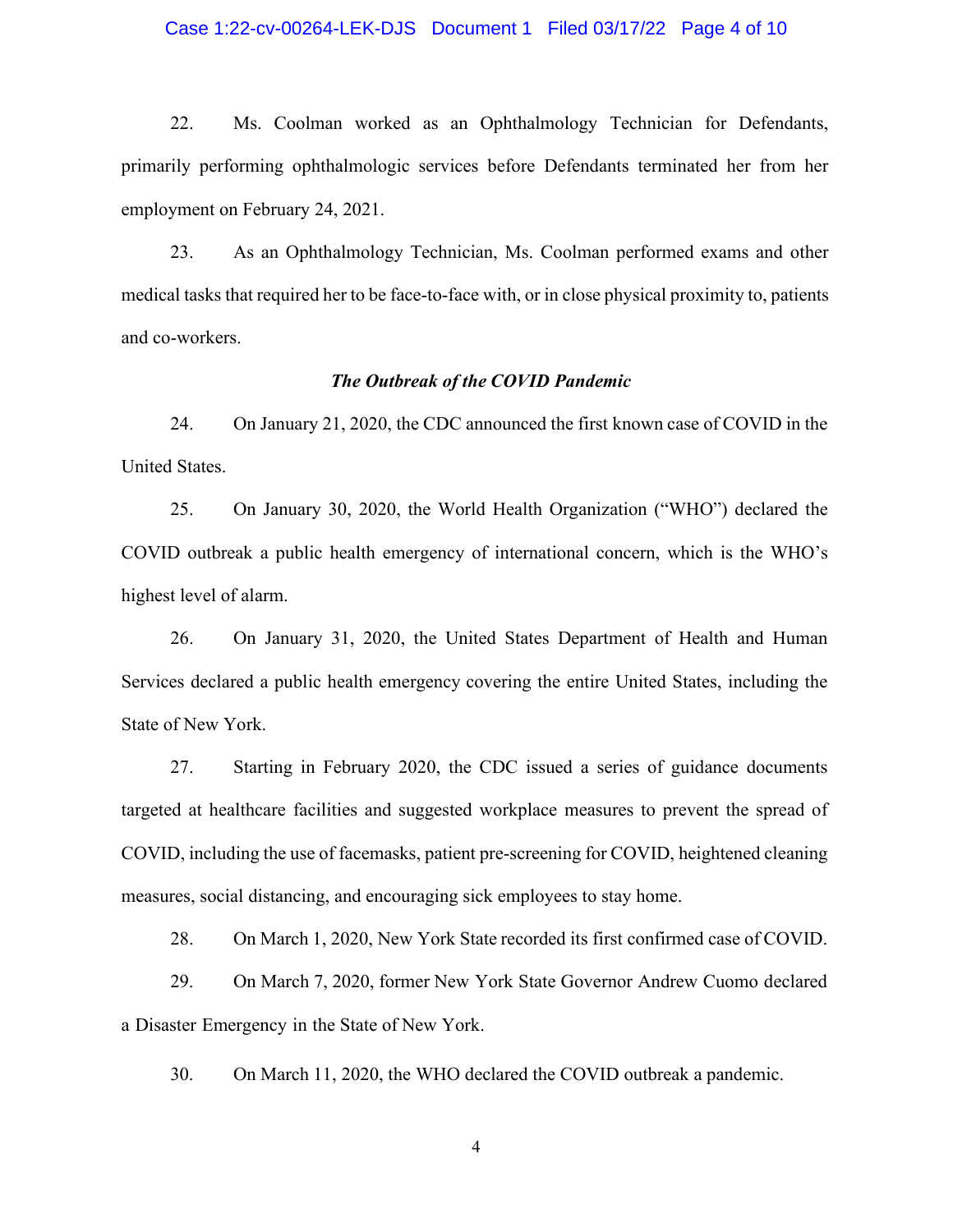22. Ms. Coolman worked as an Ophthalmology Technician for Defendants, primarily performing ophthalmologic services before Defendants terminated her from her employment on February 24, 2021.

23. As an Ophthalmology Technician, Ms. Coolman performed exams and other medical tasks that required her to be face-to-face with, or in close physical proximity to, patients and co-workers.

***The Outbreak of the COVID Pandemic***

24. On January 21, 2020, the CDC announced the first known case of COVID in the United States.

25. On January 30, 2020, the World Health Organization ("WHO") declared the COVID outbreak a public health emergency of international concern, which is the WHO's highest level of alarm.

26. On January 31, 2020, the United States Department of Health and Human Services declared a public health emergency covering the entire United States, including the State of New York.

27. Starting in February 2020, the CDC issued a series of guidance documents targeted at healthcare facilities and suggested workplace measures to prevent the spread of COVID, including the use of facemasks, patient pre-screening for COVID, heightened cleaning measures, social distancing, and encouraging sick employees to stay home.

28. On March 1, 2020, New York State recorded its first confirmed case of COVID.

29. On March 7, 2020, former New York State Governor Andrew Cuomo declared a Disaster Emergency in the State of New York.

30. On March 11, 2020, the WHO declared the COVID outbreak a pandemic.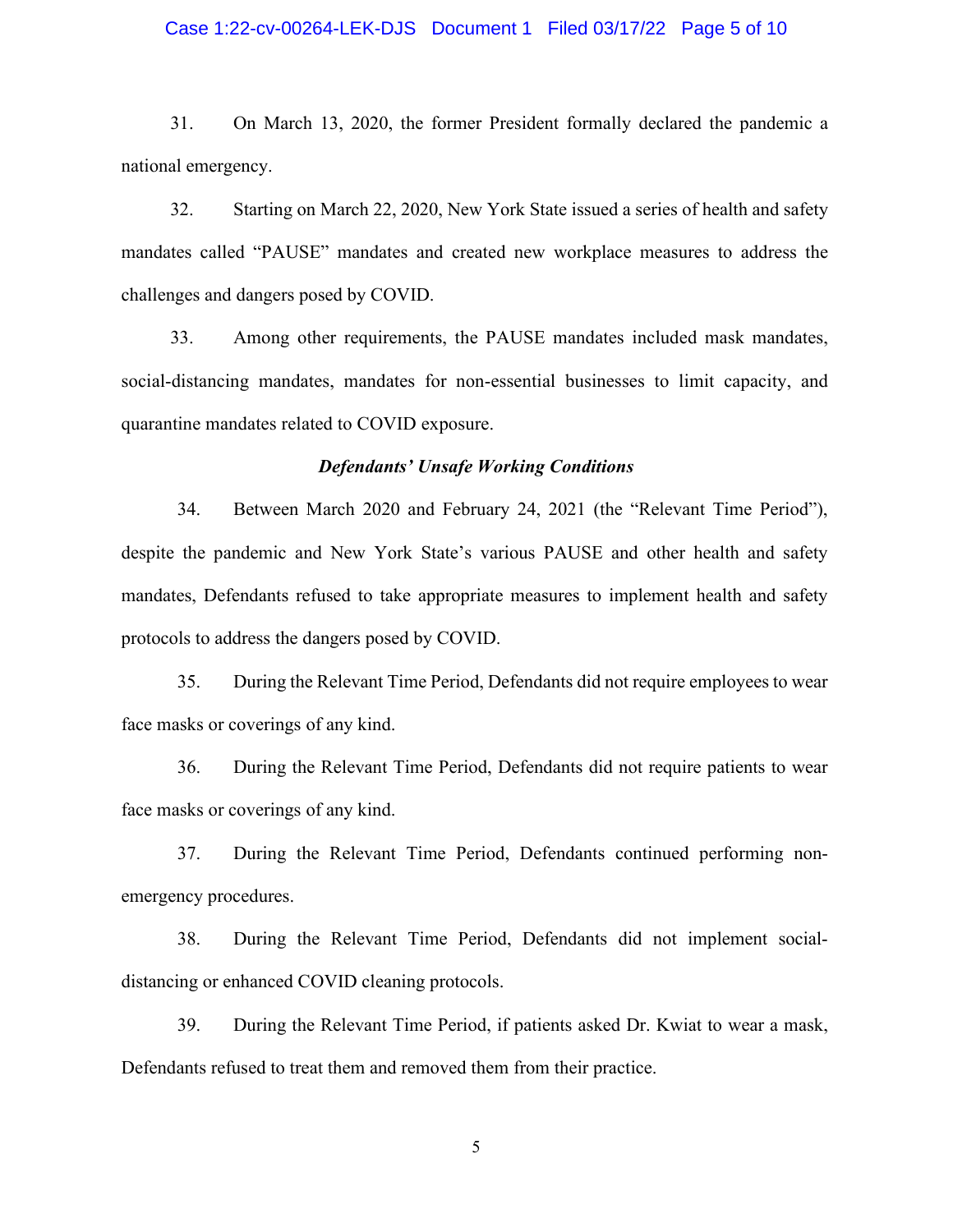31. On March 13, 2020, the former President formally declared the pandemic a national emergency.

32. Starting on March 22, 2020, New York State issued a series of health and safety mandates called "PAUSE" mandates and created new workplace measures to address the challenges and dangers posed by COVID.

33. Among other requirements, the PAUSE mandates included mask mandates, social-distancing mandates, mandates for non-essential businesses to limit capacity, and quarantine mandates related to COVID exposure.

***Defendants' Unsafe Working Conditions***

34. Between March 2020 and February 24, 2021 (the "Relevant Time Period"), despite the pandemic and New York State's various PAUSE and other health and safety mandates, Defendants refused to take appropriate measures to implement health and safety protocols to address the dangers posed by COVID.

35. During the Relevant Time Period, Defendants did not require employees to wear face masks or coverings of any kind.

36. During the Relevant Time Period, Defendants did not require patients to wear face masks or coverings of any kind.

37. During the Relevant Time Period, Defendants continued performing non-emergency procedures.

38. During the Relevant Time Period, Defendants did not implement social-distancing or enhanced COVID cleaning protocols.

39. During the Relevant Time Period, if patients asked Dr. Kwiat to wear a mask, Defendants refused to treat them and removed them from their practice.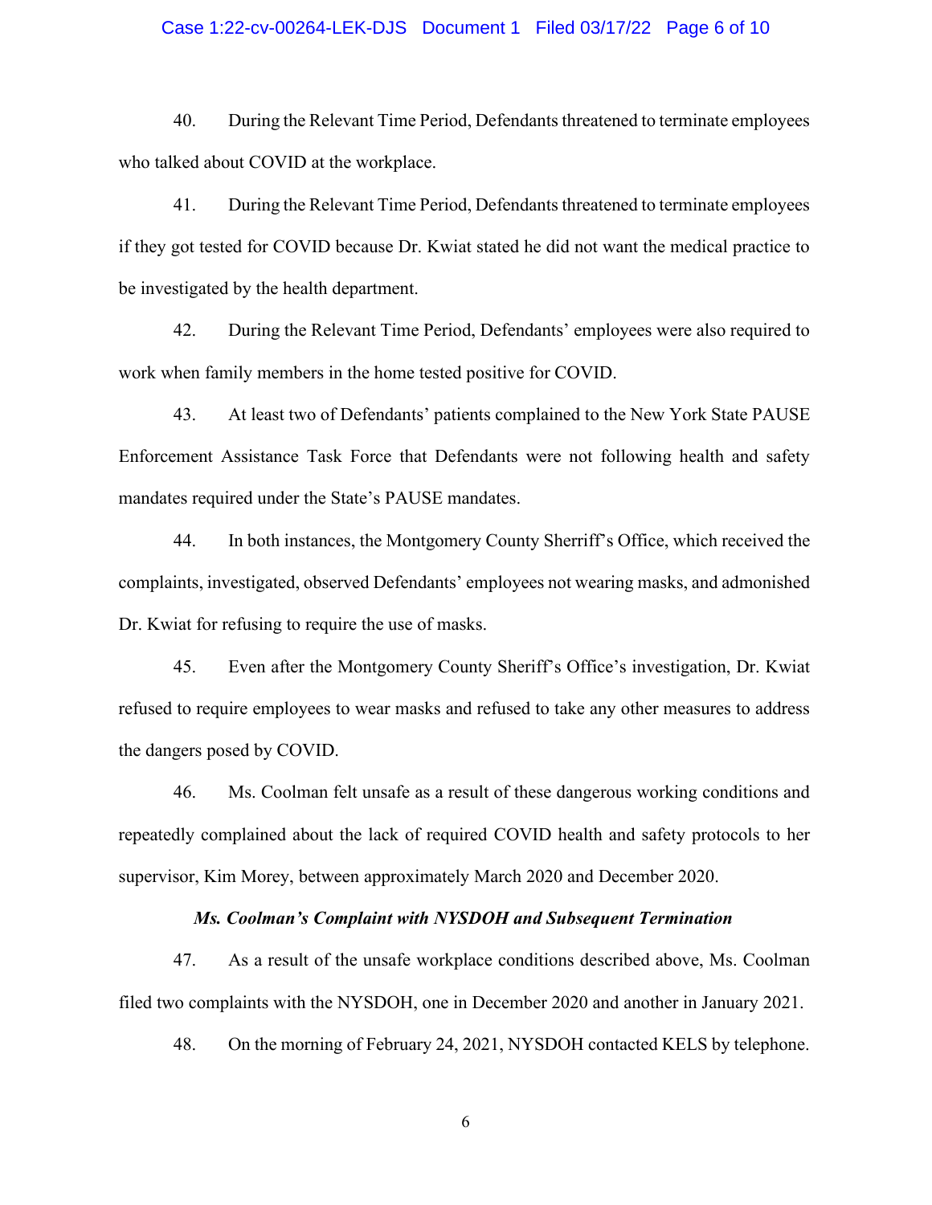40. During the Relevant Time Period, Defendants threatened to terminate employees who talked about COVID at the workplace.

41. During the Relevant Time Period, Defendants threatened to terminate employees if they got tested for COVID because Dr. Kwiat stated he did not want the medical practice to be investigated by the health department.

42. During the Relevant Time Period, Defendants' employees were also required to work when family members in the home tested positive for COVID.

43. At least two of Defendants' patients complained to the New York State PAUSE Enforcement Assistance Task Force that Defendants were not following health and safety mandates required under the State's PAUSE mandates.

44. In both instances, the Montgomery County Sherriff's Office, which received the complaints, investigated, observed Defendants' employees not wearing masks, and admonished Dr. Kwiat for refusing to require the use of masks.

45. Even after the Montgomery County Sheriff's Office's investigation, Dr. Kwiat refused to require employees to wear masks and refused to take any other measures to address the dangers posed by COVID.

46. Ms. Coolman felt unsafe as a result of these dangerous working conditions and repeatedly complained about the lack of required COVID health and safety protocols to her supervisor, Kim Morey, between approximately March 2020 and December 2020.

***Ms. Coolman's Complaint with NYSDOH and Subsequent Termination***

47. As a result of the unsafe workplace conditions described above, Ms. Coolman filed two complaints with the NYSDOH, one in December 2020 and another in January 2021.

48. On the morning of February 24, 2021, NYSDOH contacted KELS by telephone.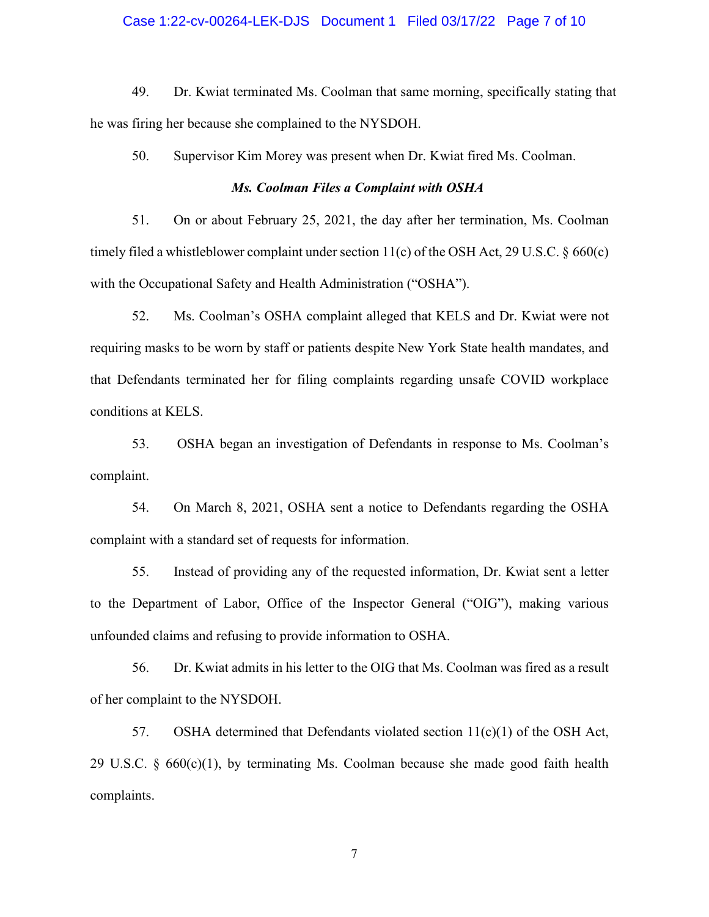49. Dr. Kwiat terminated Ms. Coolman that same morning, specifically stating that he was firing her because she complained to the NYSDOH.

50. Supervisor Kim Morey was present when Dr. Kwiat fired Ms. Coolman.

***Ms. Coolman Files a Complaint with OSHA***

51. On or about February 25, 2021, the day after her termination, Ms. Coolman timely filed a whistleblower complaint under section 11(c) of the OSH Act, 29 U.S.C. § 660(c) with the Occupational Safety and Health Administration ("OSHA").

52. Ms. Coolman's OSHA complaint alleged that KELS and Dr. Kwiat were not requiring masks to be worn by staff or patients despite New York State health mandates, and that Defendants terminated her for filing complaints regarding unsafe COVID workplace conditions at KELS.

53. OSHA began an investigation of Defendants in response to Ms. Coolman's complaint.

54. On March 8, 2021, OSHA sent a notice to Defendants regarding the OSHA complaint with a standard set of requests for information.

55. Instead of providing any of the requested information, Dr. Kwiat sent a letter to the Department of Labor, Office of the Inspector General ("OIG"), making various unfounded claims and refusing to provide information to OSHA.

56. Dr. Kwiat admits in his letter to the OIG that Ms. Coolman was fired as a result of her complaint to the NYSDOH.

57. OSHA determined that Defendants violated section 11(c)(1) of the OSH Act, 29 U.S.C. § 660(c)(1), by terminating Ms. Coolman because she made good faith health complaints.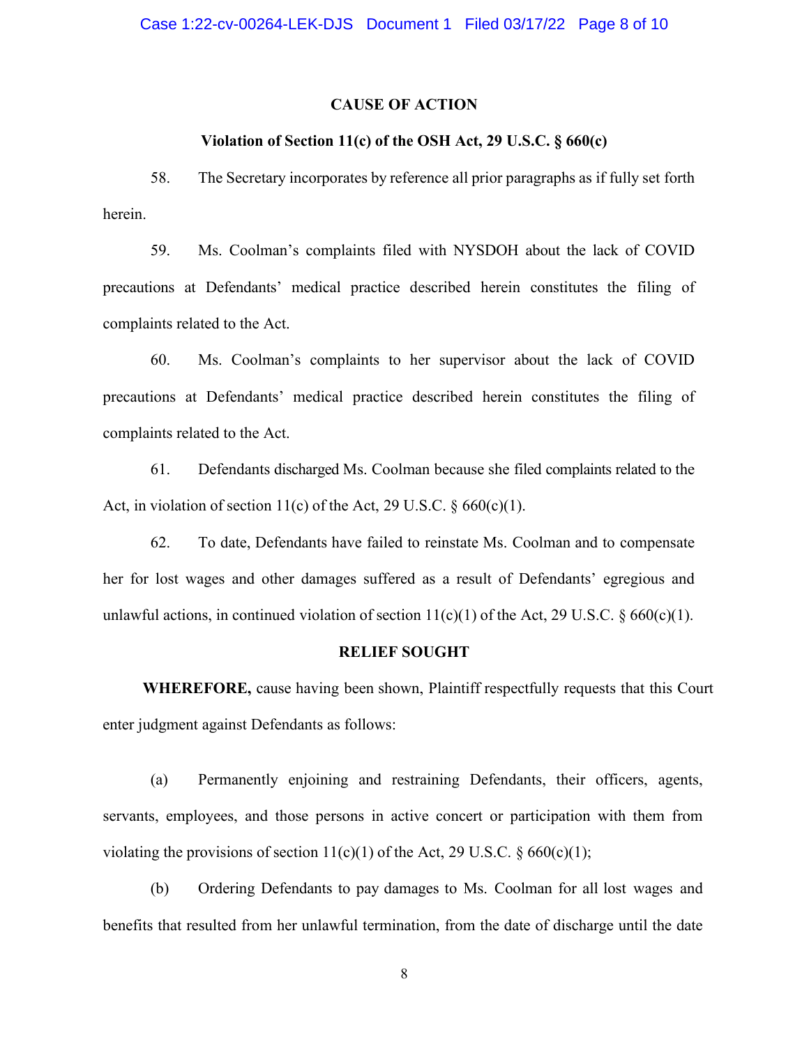## CAUSE OF ACTION

### Violation of Section 11(c) of the OSH Act, 29 U.S.C. § 660(c)

58. The Secretary incorporates by reference all prior paragraphs as if fully set forth herein.

59. Ms. Coolman's complaints filed with NYSDOH about the lack of COVID precautions at Defendants' medical practice described herein constitutes the filing of complaints related to the Act.

60. Ms. Coolman's complaints to her supervisor about the lack of COVID precautions at Defendants' medical practice described herein constitutes the filing of complaints related to the Act.

61. Defendants discharged Ms. Coolman because she filed complaints related to the Act, in violation of section 11(c) of the Act, 29 U.S.C. § 660(c)(1).

62. To date, Defendants have failed to reinstate Ms. Coolman and to compensate her for lost wages and other damages suffered as a result of Defendants' egregious and unlawful actions, in continued violation of section 11(c)(1) of the Act, 29 U.S.C. § 660(c)(1).

## RELIEF SOUGHT

**WHEREFORE,** cause having been shown, Plaintiff respectfully requests that this Court enter judgment against Defendants as follows:

(a) Permanently enjoining and restraining Defendants, their officers, agents, servants, employees, and those persons in active concert or participation with them from violating the provisions of section 11(c)(1) of the Act, 29 U.S.C. § 660(c)(1);

(b) Ordering Defendants to pay damages to Ms. Coolman for all lost wages and benefits that resulted from her unlawful termination, from the date of discharge until the date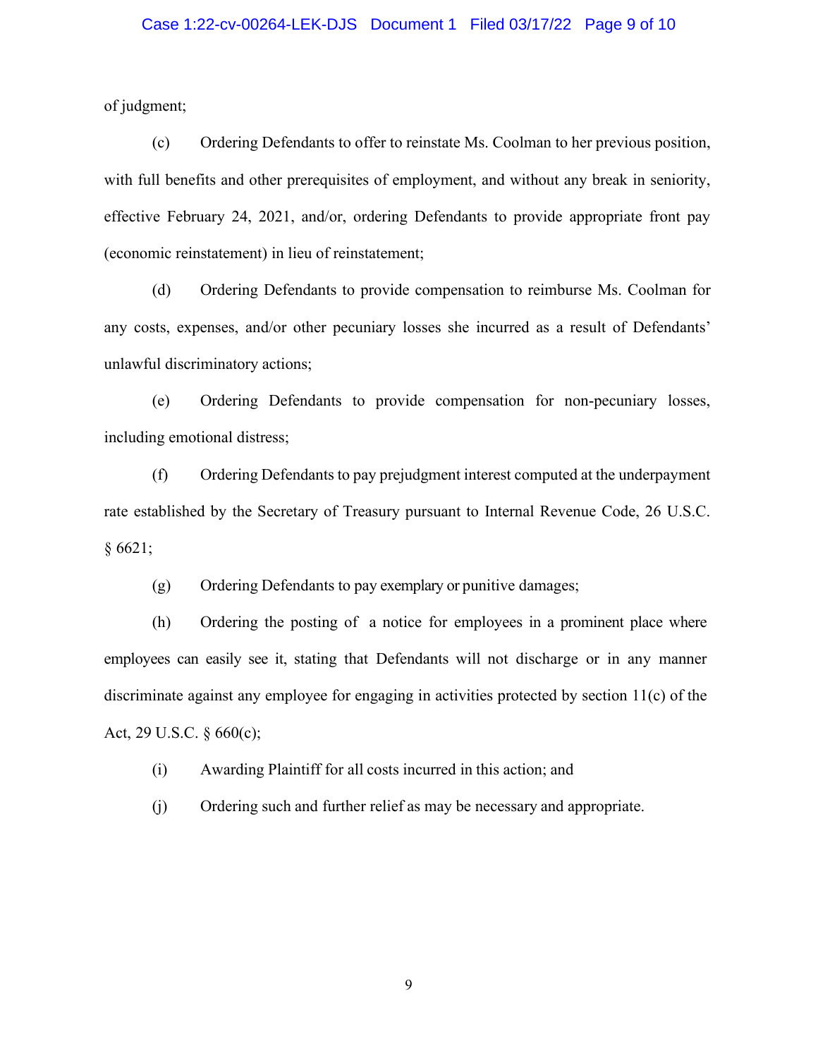of judgment;

(c) Ordering Defendants to offer to reinstate Ms. Coolman to her previous position, with full benefits and other prerequisites of employment, and without any break in seniority, effective February 24, 2021, and/or, ordering Defendants to provide appropriate front pay (economic reinstatement) in lieu of reinstatement;

(d) Ordering Defendants to provide compensation to reimburse Ms. Coolman for any costs, expenses, and/or other pecuniary losses she incurred as a result of Defendants' unlawful discriminatory actions;

(e) Ordering Defendants to provide compensation for non-pecuniary losses, including emotional distress;

(f) Ordering Defendants to pay prejudgment interest computed at the underpayment rate established by the Secretary of Treasury pursuant to Internal Revenue Code, 26 U.S.C. § 6621;

(g) Ordering Defendants to pay exemplary or punitive damages;

(h) Ordering the posting of a notice for employees in a prominent place where employees can easily see it, stating that Defendants will not discharge or in any manner discriminate against any employee for engaging in activities protected by section 11(c) of the Act, 29 U.S.C. § 660(c);

(i) Awarding Plaintiff for all costs incurred in this action; and

(j) Ordering such and further relief as may be necessary and appropriate.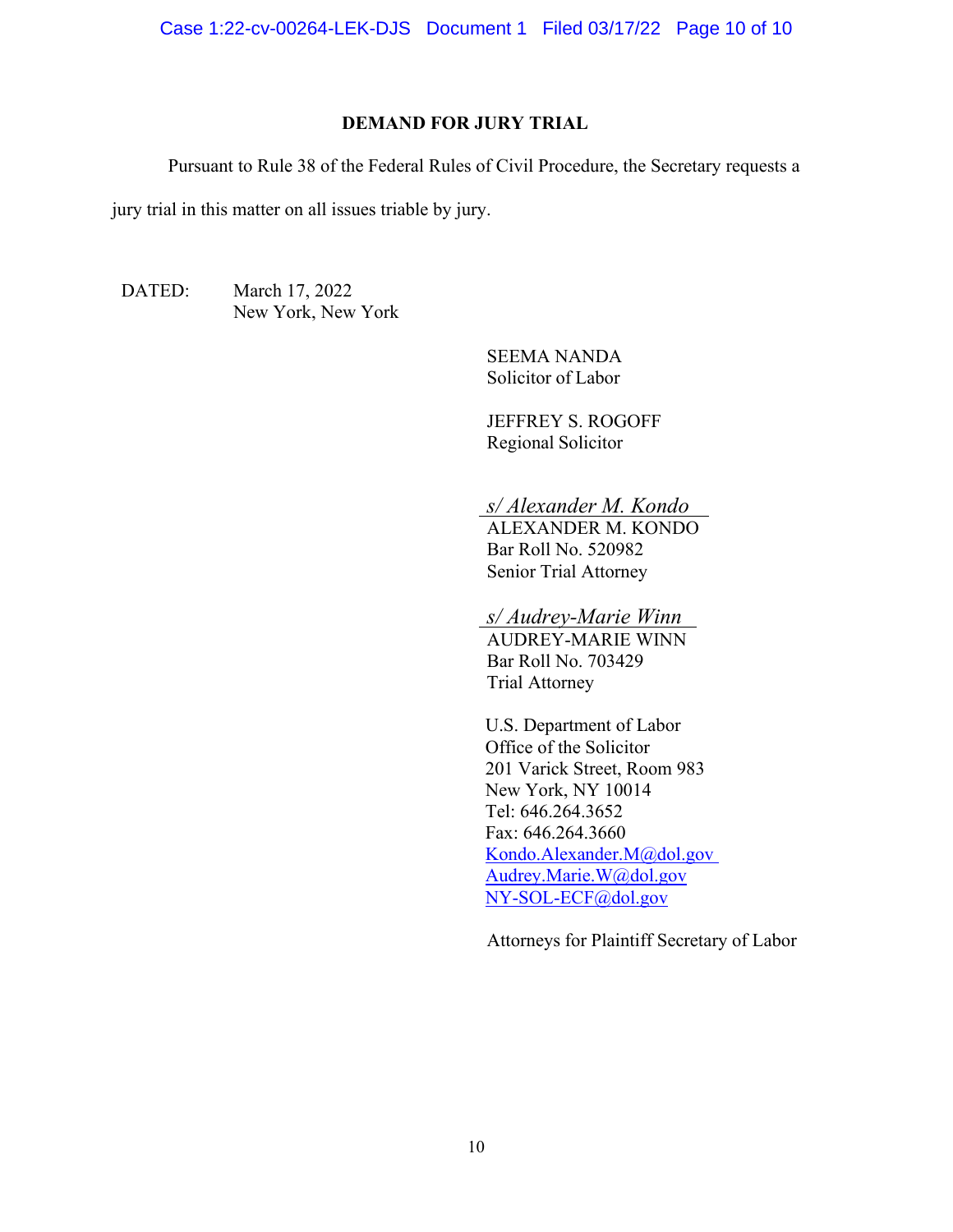**DEMAND FOR JURY TRIAL**

Pursuant to Rule 38 of the Federal Rules of Civil Procedure, the Secretary requests a jury trial in this matter on all issues triable by jury.

DATED: March 17, 2022
New York, New York

SEEMA NANDA
Solicitor of Labor

JEFFREY S. ROGOFF
Regional Solicitor

*s/ Alexander M. Kondo*
ALEXANDER M. KONDO
Bar Roll No. 520982
Senior Trial Attorney

*s/ Audrey-Marie Winn*
AUDREY-MARIE WINN
Bar Roll No. 703429
Trial Attorney

U.S. Department of Labor
Office of the Solicitor
201 Varick Street, Room 983
New York, NY 10014
Tel: 646.264.3652
Fax: 646.264.3660
Kondo.Alexander.M@dol.gov
Audrey.Marie.W@dol.gov
NY-SOL-ECF@dol.gov

Attorneys for Plaintiff Secretary of Labor